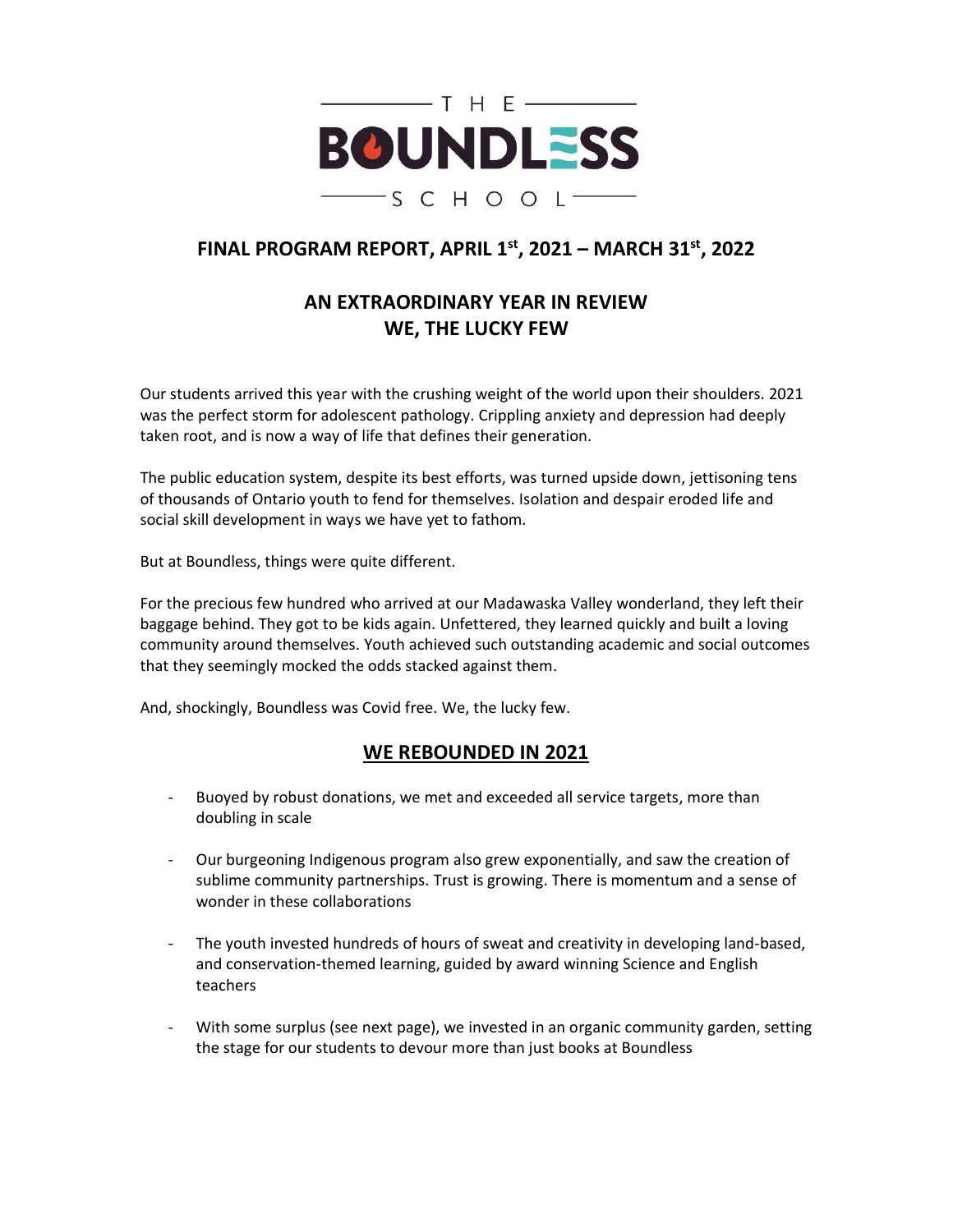THE BOUNDLESS SCHOOL

## FINAL PROGRAM REPORT, APRIL 1st, 2021 – MARCH 31st, 2022

## AN EXTRAORDINARY YEAR IN REVIEW
## WE, THE LUCKY FEW

Our students arrived this year with the crushing weight of the world upon their shoulders. 2021 was the perfect storm for adolescent pathology. Crippling anxiety and depression had deeply taken root, and is now a way of life that defines their generation.

The public education system, despite its best efforts, was turned upside down, jettisoning tens of thousands of Ontario youth to fend for themselves. Isolation and despair eroded life and social skill development in ways we have yet to fathom.

But at Boundless, things were quite different.

For the precious few hundred who arrived at our Madawaska Valley wonderland, they left their baggage behind. They got to be kids again. Unfettered, they learned quickly and built a loving community around themselves. Youth achieved such outstanding academic and social outcomes that they seemingly mocked the odds stacked against them.

And, shockingly, Boundless was Covid free. We, the lucky few.

## WE REBOUNDED IN 2021

- Buoyed by robust donations, we met and exceeded all service targets, more than doubling in scale
- Our burgeoning Indigenous program also grew exponentially, and saw the creation of sublime community partnerships. Trust is growing. There is momentum and a sense of wonder in these collaborations
- The youth invested hundreds of hours of sweat and creativity in developing land-based, and conservation-themed learning, guided by award winning Science and English teachers
- With some surplus (see next page), we invested in an organic community garden, setting the stage for our students to devour more than just books at Boundless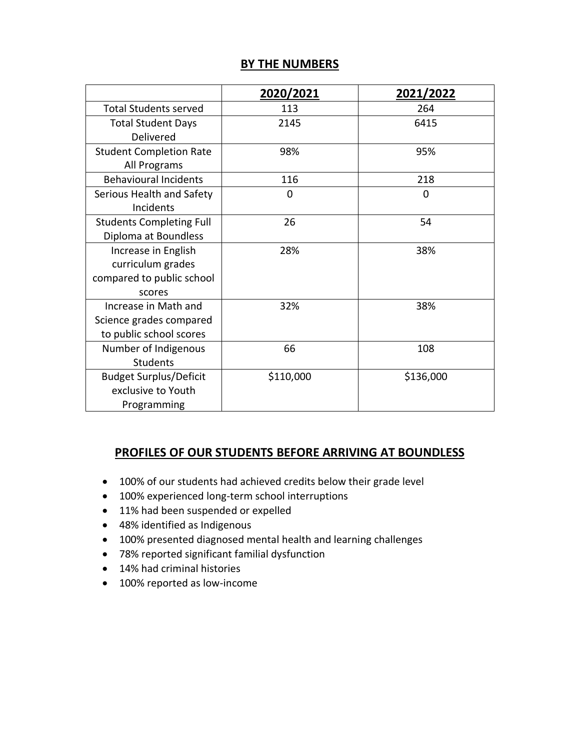## BY THE NUMBERS

| | 2020/2021 | 2021/2022 |
|---|---|---|
| Total Students served | 113 | 264 |
| Total Student Days Delivered | 2145 | 6415 |
| Student Completion Rate All Programs | 98% | 95% |
| Behavioural Incidents | 116 | 218 |
| Serious Health and Safety Incidents | 0 | 0 |
| Students Completing Full Diploma at Boundless | 26 | 54 |
| Increase in English curriculum grades compared to public school scores | 28% | 38% |
| Increase in Math and Science grades compared to public school scores | 32% | 38% |
| Number of Indigenous Students | 66 | 108 |
| Budget Surplus/Deficit exclusive to Youth Programming | $110,000 | $136,000 |

## PROFILES OF OUR STUDENTS BEFORE ARRIVING AT BOUNDLESS

- 100% of our students had achieved credits below their grade level
- 100% experienced long-term school interruptions
- 11% had been suspended or expelled
- 48% identified as Indigenous
- 100% presented diagnosed mental health and learning challenges
- 78% reported significant familial dysfunction
- 14% had criminal histories
- 100% reported as low-income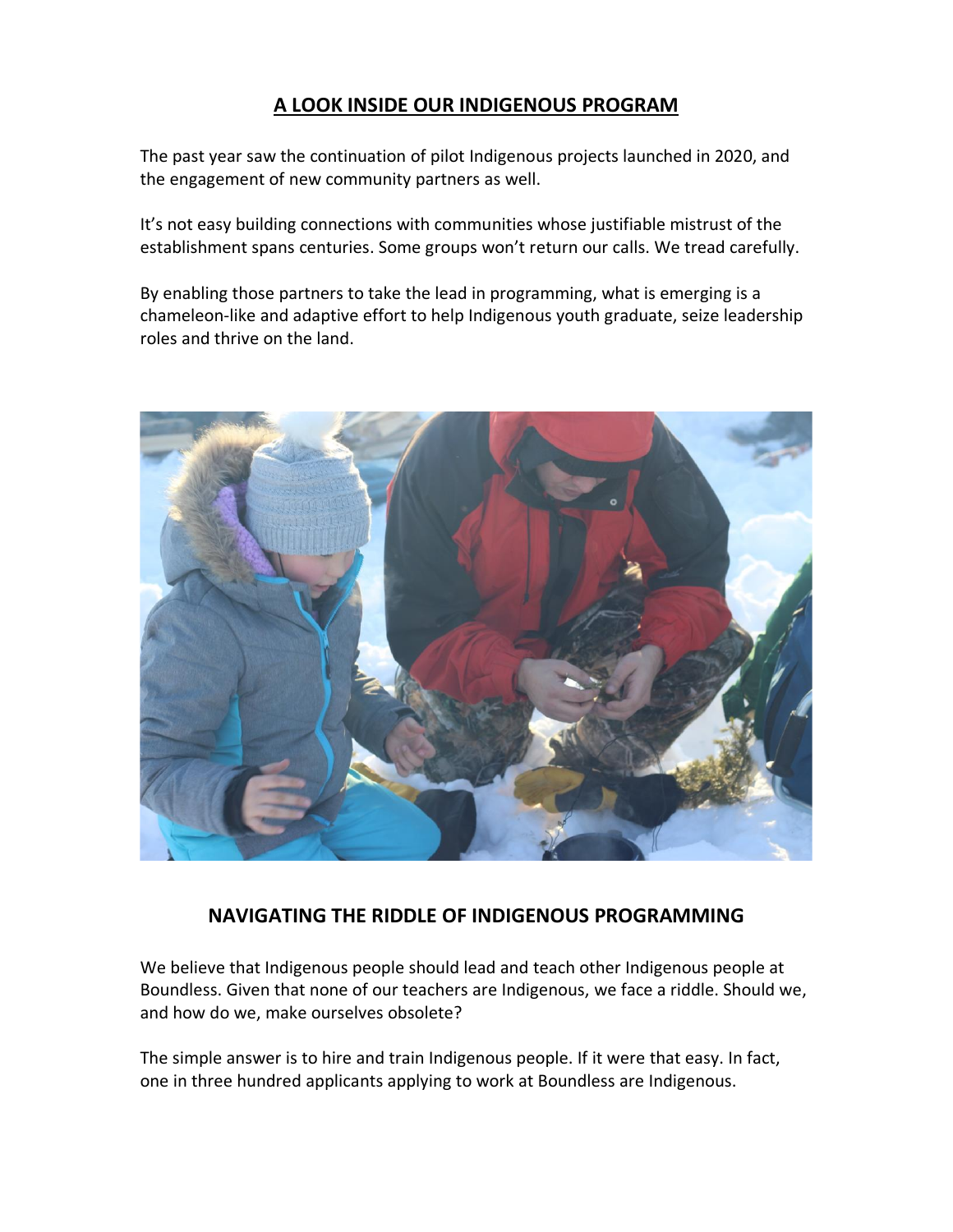## A LOOK INSIDE OUR INDIGENOUS PROGRAM

The past year saw the continuation of pilot Indigenous projects launched in 2020, and the engagement of new community partners as well.

It's not easy building connections with communities whose justifiable mistrust of the establishment spans centuries. Some groups won't return our calls. We tread carefully.

By enabling those partners to take the lead in programming, what is emerging is a chameleon-like and adaptive effort to help Indigenous youth graduate, seize leadership roles and thrive on the land.

## NAVIGATING THE RIDDLE OF INDIGENOUS PROGRAMMING

We believe that Indigenous people should lead and teach other Indigenous people at Boundless. Given that none of our teachers are Indigenous, we face a riddle. Should we, and how do we, make ourselves obsolete?

The simple answer is to hire and train Indigenous people. If it were that easy. In fact, one in three hundred applicants applying to work at Boundless are Indigenous.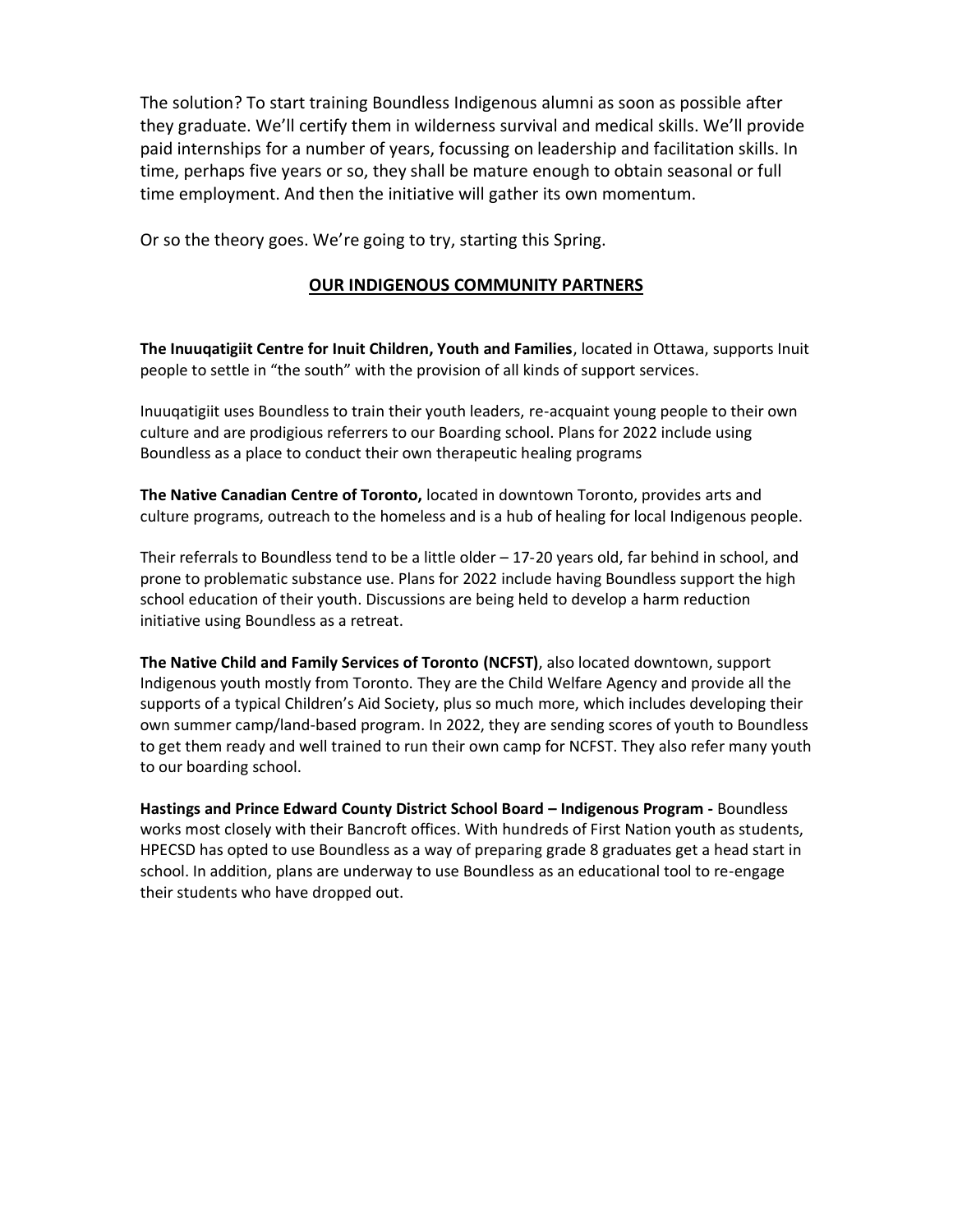The solution? To start training Boundless Indigenous alumni as soon as possible after they graduate. We'll certify them in wilderness survival and medical skills. We'll provide paid internships for a number of years, focussing on leadership and facilitation skills. In time, perhaps five years or so, they shall be mature enough to obtain seasonal or full time employment. And then the initiative will gather its own momentum.

Or so the theory goes. We're going to try, starting this Spring.

## OUR INDIGENOUS COMMUNITY PARTNERS

**The Inuuqatigiit Centre for Inuit Children, Youth and Families**, located in Ottawa, supports Inuit people to settle in "the south" with the provision of all kinds of support services.

Inuuqatigiit uses Boundless to train their youth leaders, re-acquaint young people to their own culture and are prodigious referrers to our Boarding school. Plans for 2022 include using Boundless as a place to conduct their own therapeutic healing programs

**The Native Canadian Centre of Toronto,** located in downtown Toronto, provides arts and culture programs, outreach to the homeless and is a hub of healing for local Indigenous people.

Their referrals to Boundless tend to be a little older – 17-20 years old, far behind in school, and prone to problematic substance use. Plans for 2022 include having Boundless support the high school education of their youth. Discussions are being held to develop a harm reduction initiative using Boundless as a retreat.

**The Native Child and Family Services of Toronto (NCFST)**, also located downtown, support Indigenous youth mostly from Toronto. They are the Child Welfare Agency and provide all the supports of a typical Children's Aid Society, plus so much more, which includes developing their own summer camp/land-based program. In 2022, they are sending scores of youth to Boundless to get them ready and well trained to run their own camp for NCFST. They also refer many youth to our boarding school.

**Hastings and Prince Edward County District School Board – Indigenous Program -** Boundless works most closely with their Bancroft offices. With hundreds of First Nation youth as students, HPECSD has opted to use Boundless as a way of preparing grade 8 graduates get a head start in school. In addition, plans are underway to use Boundless as an educational tool to re-engage their students who have dropped out.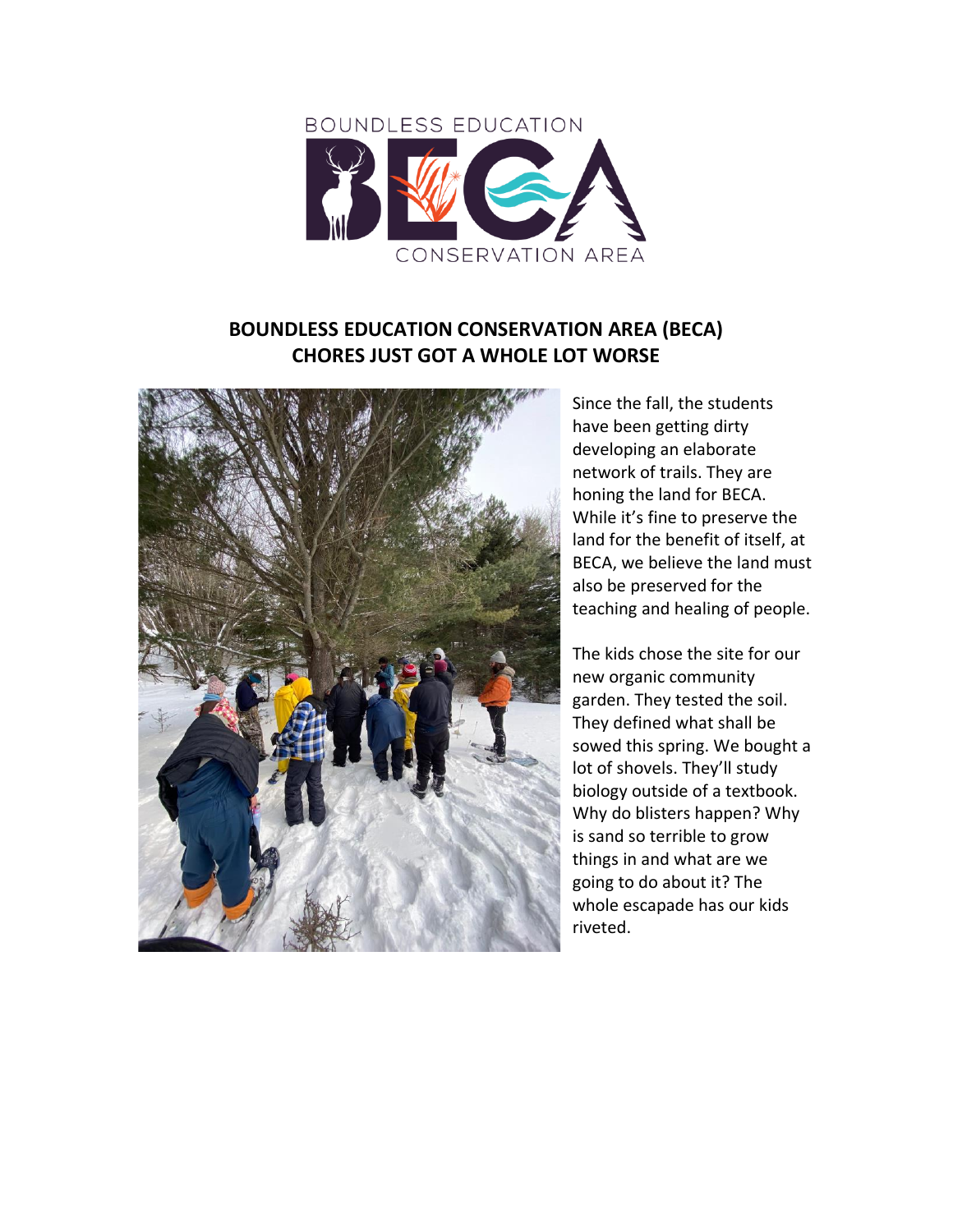BOUNDLESS EDUCATION

CONSERVATION AREA

## BOUNDLESS EDUCATION CONSERVATION AREA (BECA)
## CHORES JUST GOT A WHOLE LOT WORSE

Since the fall, the students have been getting dirty developing an elaborate network of trails. They are honing the land for BECA. While it's fine to preserve the land for the benefit of itself, at BECA, we believe the land must also be preserved for the teaching and healing of people.

The kids chose the site for our new organic community garden. They tested the soil. They defined what shall be sowed this spring. We bought a lot of shovels. They'll study biology outside of a textbook. Why do blisters happen? Why is sand so terrible to grow things in and what are we going to do about it? The whole escapade has our kids riveted.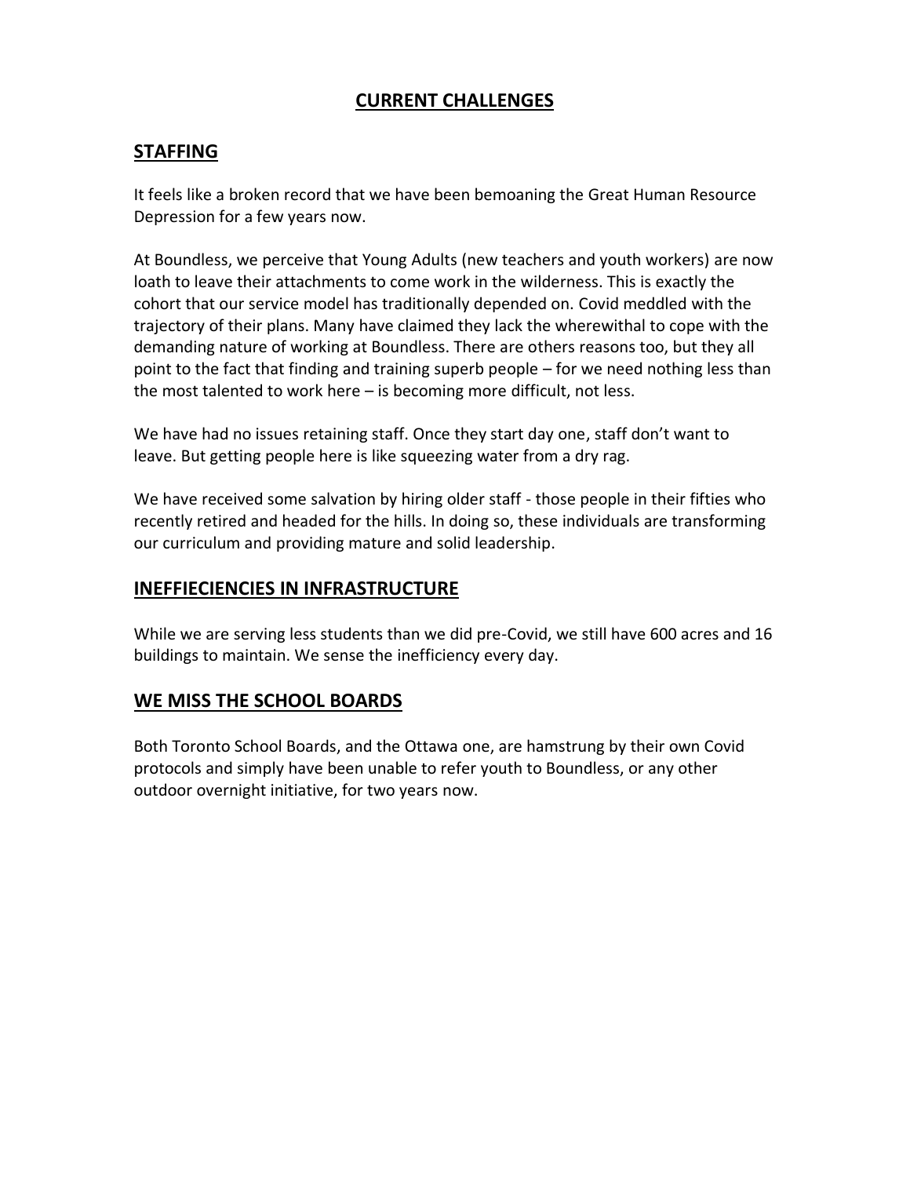# CURRENT CHALLENGES

## STAFFING

It feels like a broken record that we have been bemoaning the Great Human Resource Depression for a few years now.

At Boundless, we perceive that Young Adults (new teachers and youth workers) are now loath to leave their attachments to come work in the wilderness. This is exactly the cohort that our service model has traditionally depended on. Covid meddled with the trajectory of their plans. Many have claimed they lack the wherewithal to cope with the demanding nature of working at Boundless. There are others reasons too, but they all point to the fact that finding and training superb people – for we need nothing less than the most talented to work here – is becoming more difficult, not less.

We have had no issues retaining staff. Once they start day one, staff don't want to leave. But getting people here is like squeezing water from a dry rag.

We have received some salvation by hiring older staff - those people in their fifties who recently retired and headed for the hills. In doing so, these individuals are transforming our curriculum and providing mature and solid leadership.

## INEFFIECIENCIES IN INFRASTRUCTURE

While we are serving less students than we did pre-Covid, we still have 600 acres and 16 buildings to maintain. We sense the inefficiency every day.

## WE MISS THE SCHOOL BOARDS

Both Toronto School Boards, and the Ottawa one, are hamstrung by their own Covid protocols and simply have been unable to refer youth to Boundless, or any other outdoor overnight initiative, for two years now.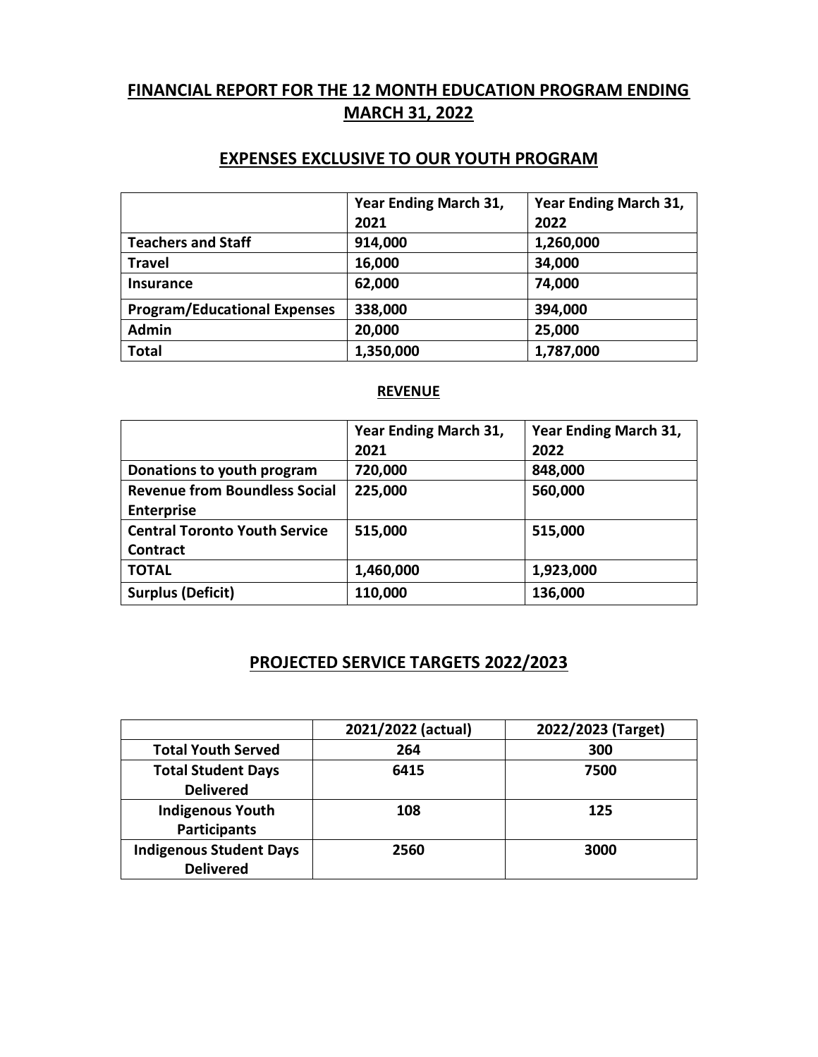# FINANCIAL REPORT FOR THE 12 MONTH EDUCATION PROGRAM ENDING MARCH 31, 2022

## EXPENSES EXCLUSIVE TO OUR YOUTH PROGRAM

| | Year Ending March 31, 2021 | Year Ending March 31, 2022 |
|---|---|---|
| **Teachers and Staff** | **914,000** | **1,260,000** |
| **Travel** | **16,000** | **34,000** |
| **Insurance** | **62,000** | **74,000** |
| **Program/Educational Expenses** | **338,000** | **394,000** |
| **Admin** | **20,000** | **25,000** |
| **Total** | **1,350,000** | **1,787,000** |

### REVENUE

| | Year Ending March 31, 2021 | Year Ending March 31, 2022 |
|---|---|---|
| **Donations to youth program** | **720,000** | **848,000** |
| **Revenue from Boundless Social Enterprise** | **225,000** | **560,000** |
| **Central Toronto Youth Service Contract** | **515,000** | **515,000** |
| **TOTAL** | **1,460,000** | **1,923,000** |
| **Surplus (Deficit)** | **110,000** | **136,000** |

## PROJECTED SERVICE TARGETS 2022/2023

| | 2021/2022 (actual) | 2022/2023 (Target) |
|---|---|---|
| **Total Youth Served** | **264** | **300** |
| **Total Student Days Delivered** | **6415** | **7500** |
| **Indigenous Youth Participants** | **108** | **125** |
| **Indigenous Student Days Delivered** | **2560** | **3000** |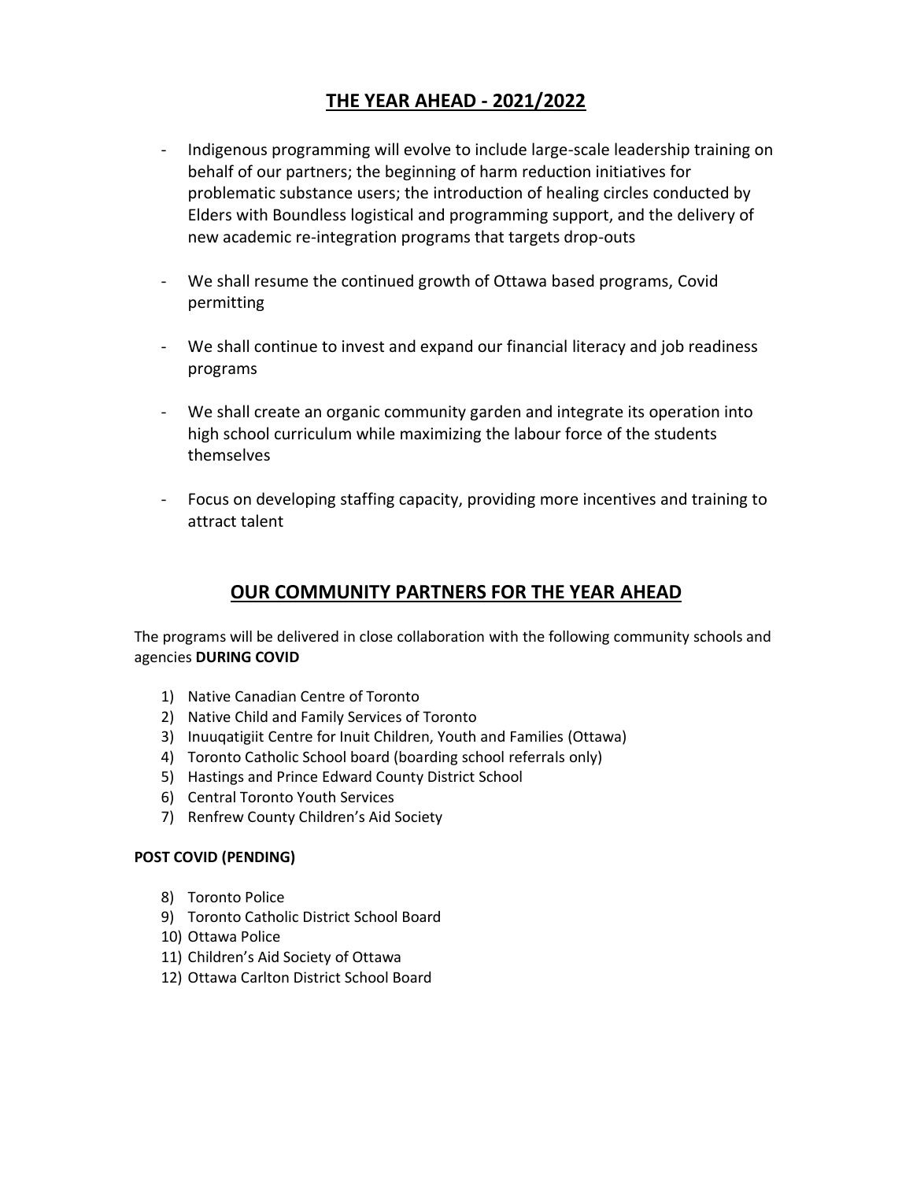## THE YEAR AHEAD - 2021/2022

- Indigenous programming will evolve to include large-scale leadership training on behalf of our partners; the beginning of harm reduction initiatives for problematic substance users; the introduction of healing circles conducted by Elders with Boundless logistical and programming support, and the delivery of new academic re-integration programs that targets drop-outs
- We shall resume the continued growth of Ottawa based programs, Covid permitting
- We shall continue to invest and expand our financial literacy and job readiness programs
- We shall create an organic community garden and integrate its operation into high school curriculum while maximizing the labour force of the students themselves
- Focus on developing staffing capacity, providing more incentives and training to attract talent

## OUR COMMUNITY PARTNERS FOR THE YEAR AHEAD

The programs will be delivered in close collaboration with the following community schools and agencies **DURING COVID**

1) Native Canadian Centre of Toronto
2) Native Child and Family Services of Toronto
3) Inuuqatigiit Centre for Inuit Children, Youth and Families (Ottawa)
4) Toronto Catholic School board (boarding school referrals only)
5) Hastings and Prince Edward County District School
6) Central Toronto Youth Services
7) Renfrew County Children's Aid Society

**POST COVID (PENDING)**

8) Toronto Police
9) Toronto Catholic District School Board
10) Ottawa Police
11) Children's Aid Society of Ottawa
12) Ottawa Carlton District School Board